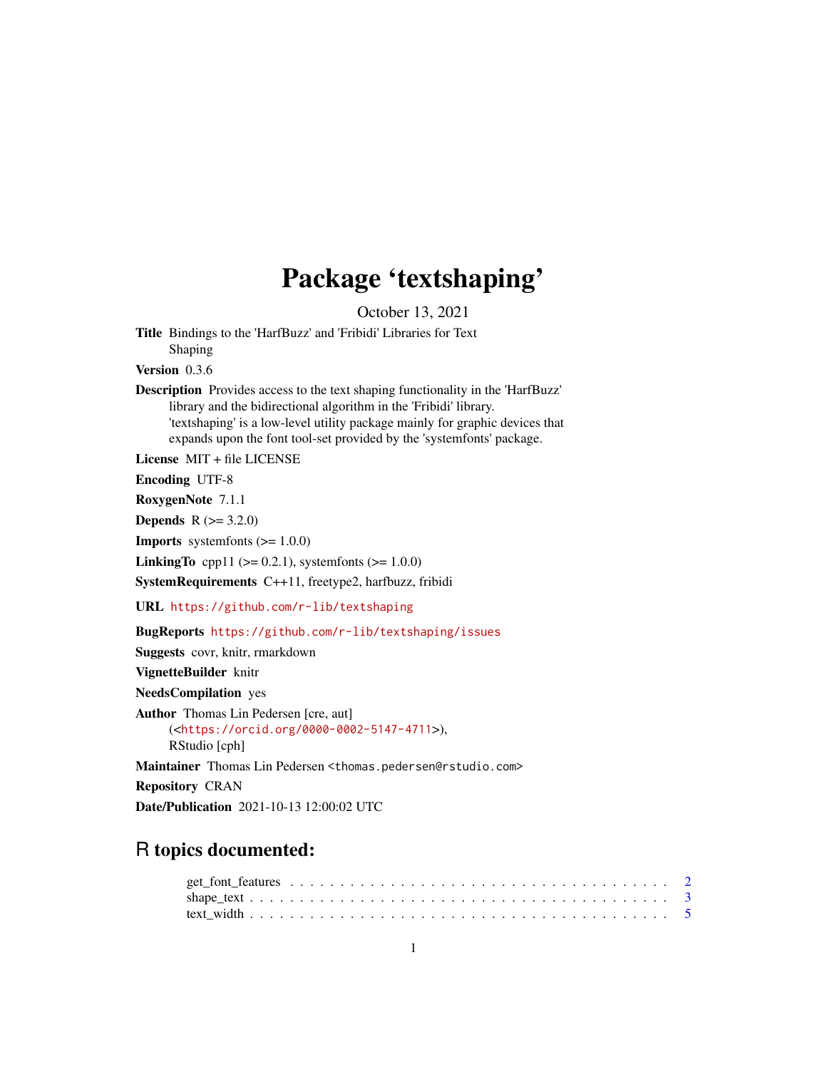# Package 'textshaping'

October 13, 2021

**Title** Bindings to the 'HarfBuzz' and 'Fribidi' Libraries for Text Shaping

**Version** 0.3.6

**Description** Provides access to the text shaping functionality in the 'HarfBuzz' library and the bidirectional algorithm in the 'Fribidi' library. 'textshaping' is a low-level utility package mainly for graphic devices that expands upon the font tool-set provided by the 'systemfonts' package.

**License** MIT + file LICENSE

**Encoding** UTF-8

**RoxygenNote** 7.1.1

**Depends** R (>= 3.2.0)

**Imports** systemfonts (>= 1.0.0)

**LinkingTo** cpp11 (>= 0.2.1), systemfonts (>= 1.0.0)

**SystemRequirements** C++11, freetype2, harfbuzz, fribidi

**URL** https://github.com/r-lib/textshaping

**BugReports** https://github.com/r-lib/textshaping/issues

**Suggests** covr, knitr, rmarkdown

**VignetteBuilder** knitr

**NeedsCompilation** yes

**Author** Thomas Lin Pedersen [cre, aut] (<https://orcid.org/0000-0002-5147-4711>), RStudio [cph]

**Maintainer** Thomas Lin Pedersen <thomas.pedersen@rstudio.com>

**Repository** CRAN

**Date/Publication** 2021-10-13 12:00:02 UTC

## R topics documented:

get_font_features . . . . . . . . . . . . . . . . . . . . . . . . . . . . . . . . . . . . 2
shape_text . . . . . . . . . . . . . . . . . . . . . . . . . . . . . . . . . . . . . . . . 3
text_width . . . . . . . . . . . . . . . . . . . . . . . . . . . . . . . . . . . . . . . . 5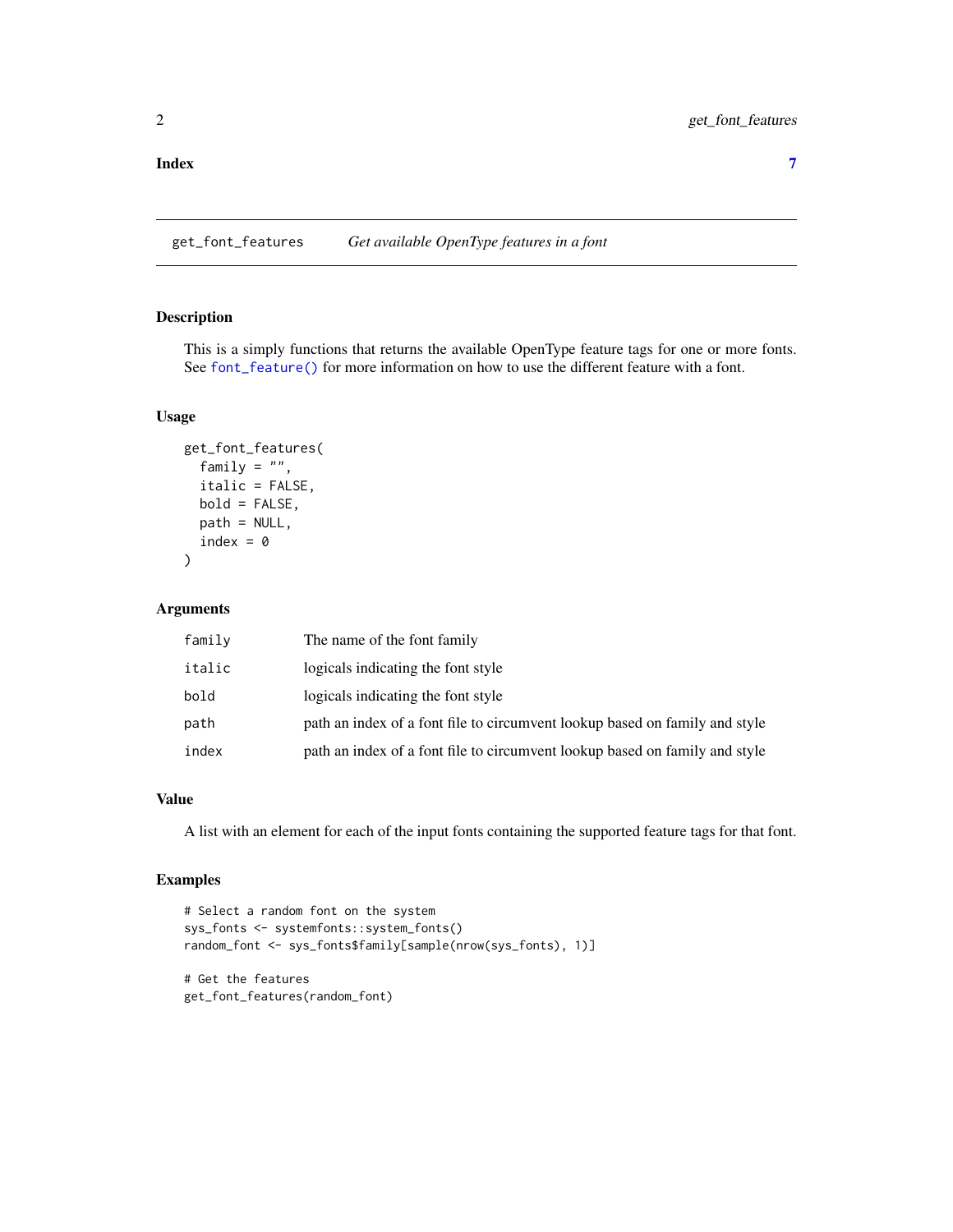**Index** 7

---

## get_font_features — *Get available OpenType features in a font*

### Description

This is a simply functions that returns the available OpenType feature tags for one or more fonts. See `font_feature()` for more information on how to use the different feature with a font.

### Usage

```
get_font_features(
  family = "",
  italic = FALSE,
  bold = FALSE,
  path = NULL,
  index = 0
)
```

### Arguments

| | |
|---|---|
| `family` | The name of the font family |
| `italic` | logicals indicating the font style |
| `bold` | logicals indicating the font style |
| `path` | path an index of a font file to circumvent lookup based on family and style |
| `index` | path an index of a font file to circumvent lookup based on family and style |

### Value

A list with an element for each of the input fonts containing the supported feature tags for that font.

### Examples

```
# Select a random font on the system
sys_fonts <- systemfonts::system_fonts()
random_font <- sys_fonts$family[sample(nrow(sys_fonts), 1)]

# Get the features
get_font_features(random_font)
```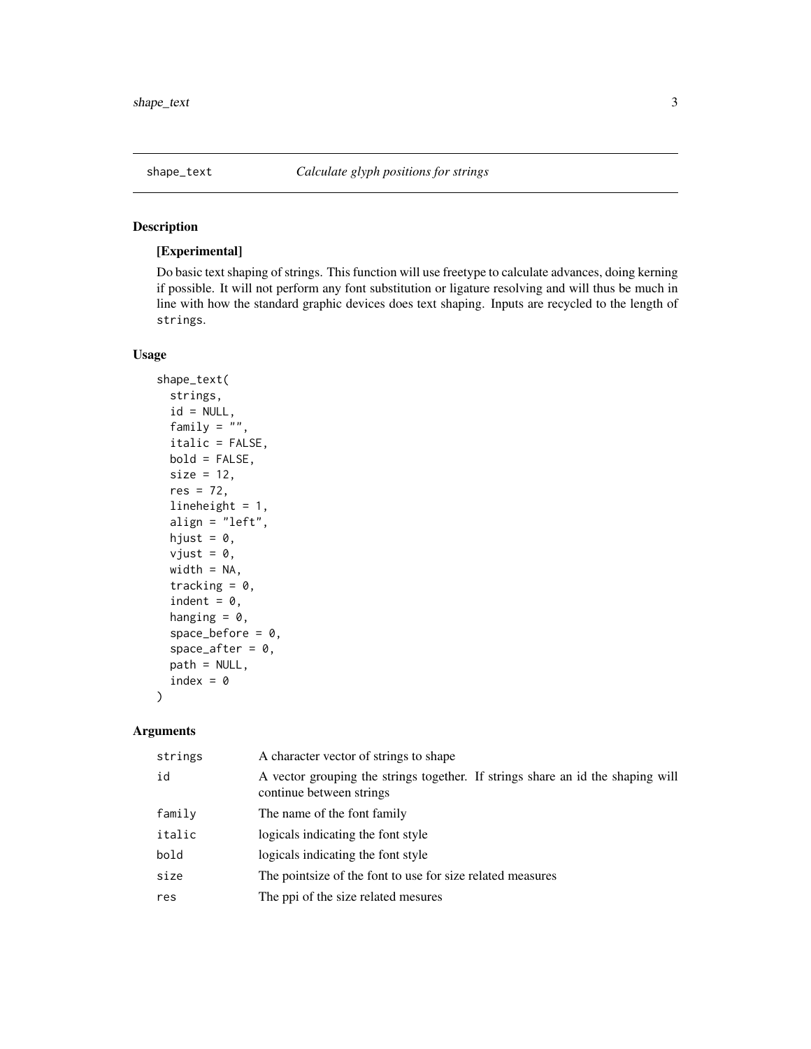## shape_text — *Calculate glyph positions for strings*

### Description

**[Experimental]**

Do basic text shaping of strings. This function will use freetype to calculate advances, doing kerning if possible. It will not perform any font substitution or ligature resolving and will thus be much in line with how the standard graphic devices does text shaping. Inputs are recycled to the length of `strings`.

### Usage

```
shape_text(
  strings,
  id = NULL,
  family = "",
  italic = FALSE,
  bold = FALSE,
  size = 12,
  res = 72,
  lineheight = 1,
  align = "left",
  hjust = 0,
  vjust = 0,
  width = NA,
  tracking = 0,
  indent = 0,
  hanging = 0,
  space_before = 0,
  space_after = 0,
  path = NULL,
  index = 0
)
```

### Arguments

| Argument | Description |
|---|---|
| `strings` | A character vector of strings to shape |
| `id` | A vector grouping the strings together. If strings share an id the shaping will continue between strings |
| `family` | The name of the font family |
| `italic` | logicals indicating the font style |
| `bold` | logicals indicating the font style |
| `size` | The pointsize of the font to use for size related measures |
| `res` | The ppi of the size related mesures |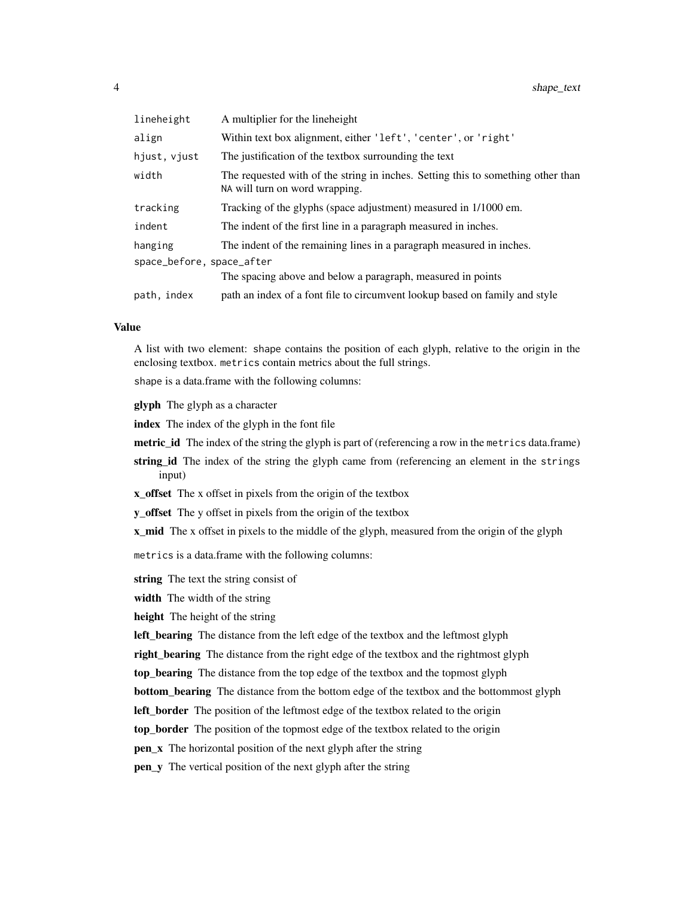| | |
|---|---|
| `lineheight` | A multiplier for the lineheight |
| `align` | Within text box alignment, either `'left'`, `'center'`, or `'right'` |
| `hjust, vjust` | The justification of the textbox surrounding the text |
| `width` | The requested with of the string in inches. Setting this to something other than `NA` will turn on word wrapping. |
| `tracking` | Tracking of the glyphs (space adjustment) measured in 1/1000 em. |
| `indent` | The indent of the first line in a paragraph measured in inches. |
| `hanging` | The indent of the remaining lines in a paragraph measured in inches. |
| `space_before, space_after` | The spacing above and below a paragraph, measured in points |
| `path, index` | path an index of a font file to circumvent lookup based on family and style |

### Value

A list with two element: `shape` contains the position of each glyph, relative to the origin in the enclosing textbox. `metrics` contain metrics about the full strings.

`shape` is a data.frame with the following columns:

**glyph** The glyph as a character

**index** The index of the glyph in the font file

**metric_id** The index of the string the glyph is part of (referencing a row in the `metrics` data.frame)

**string_id** The index of the string the glyph came from (referencing an element in the `strings` input)

**x_offset** The x offset in pixels from the origin of the textbox

**y_offset** The y offset in pixels from the origin of the textbox

**x_mid** The x offset in pixels to the middle of the glyph, measured from the origin of the glyph

`metrics` is a data.frame with the following columns:

**string** The text the string consist of

**width** The width of the string

**height** The height of the string

**left_bearing** The distance from the left edge of the textbox and the leftmost glyph

**right_bearing** The distance from the right edge of the textbox and the rightmost glyph

**top_bearing** The distance from the top edge of the textbox and the topmost glyph

**bottom_bearing** The distance from the bottom edge of the textbox and the bottommost glyph

**left_border** The position of the leftmost edge of the textbox related to the origin

**top_border** The position of the topmost edge of the textbox related to the origin

**pen_x** The horizontal position of the next glyph after the string

**pen_y** The vertical position of the next glyph after the string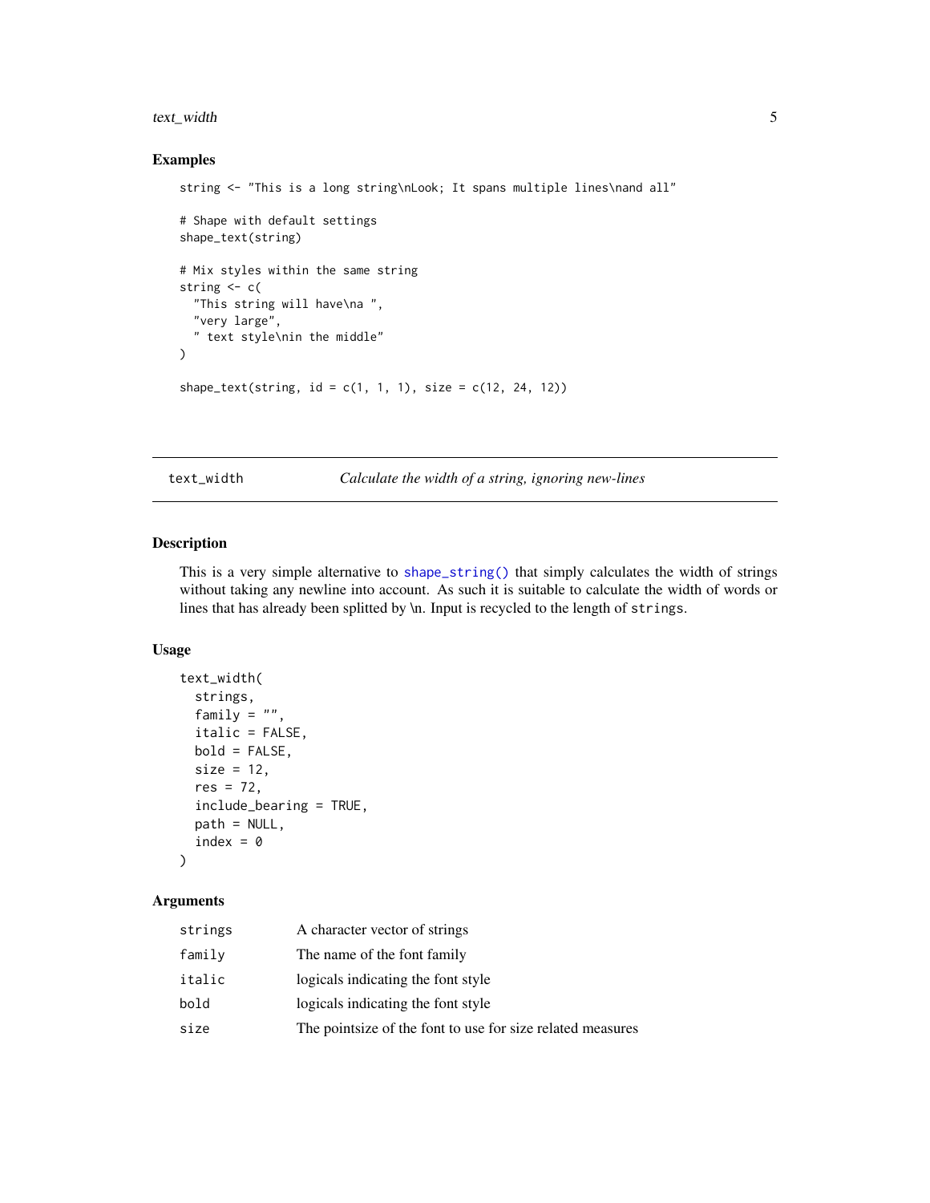## Examples

```
string <- "This is a long string\nLook; It spans multiple lines\nand all"

# Shape with default settings
shape_text(string)

# Mix styles within the same string
string <- c(
  "This string will have\na ",
  "very large",
  " text style\nin the middle"
)

shape_text(string, id = c(1, 1, 1), size = c(12, 24, 12))
```

---

# text_width — *Calculate the width of a string, ignoring new-lines*

## Description

This is a very simple alternative to `shape_string()` that simply calculates the width of strings without taking any newline into account. As such it is suitable to calculate the width of words or lines that has already been splitted by \n. Input is recycled to the length of `strings`.

## Usage

```
text_width(
  strings,
  family = "",
  italic = FALSE,
  bold = FALSE,
  size = 12,
  res = 72,
  include_bearing = TRUE,
  path = NULL,
  index = 0
)
```

## Arguments

| | |
|---|---|
| `strings` | A character vector of strings |
| `family` | The name of the font family |
| `italic` | logicals indicating the font style |
| `bold` | logicals indicating the font style |
| `size` | The pointsize of the font to use for size related measures |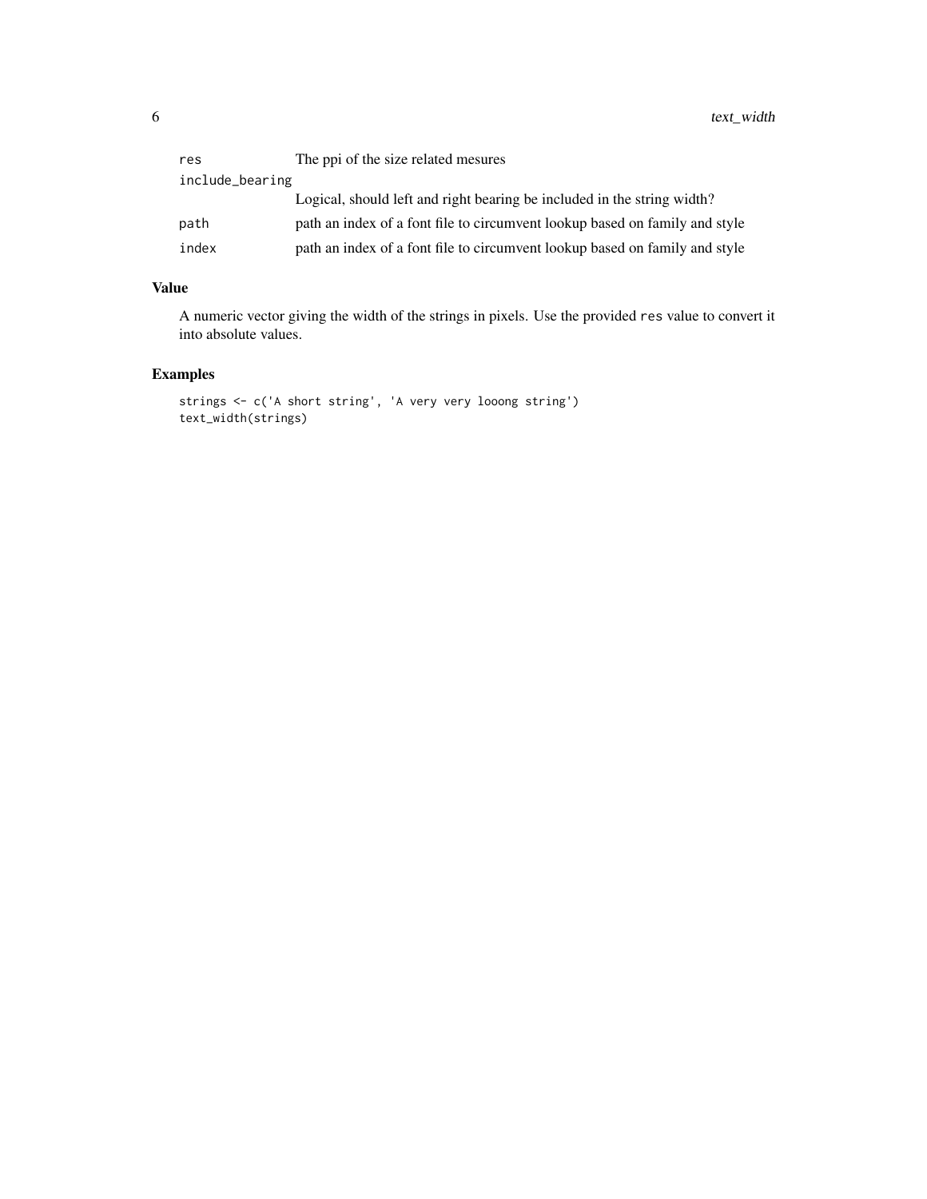| | |
|---|---|
| `res` | The ppi of the size related mesures |
| `include_bearing` | Logical, should left and right bearing be included in the string width? |
| `path` | path an index of a font file to circumvent lookup based on family and style |
| `index` | path an index of a font file to circumvent lookup based on family and style |

## Value

A numeric vector giving the width of the strings in pixels. Use the provided `res` value to convert it into absolute values.

## Examples

```
strings <- c('A short string', 'A very very looong string')
text_width(strings)
```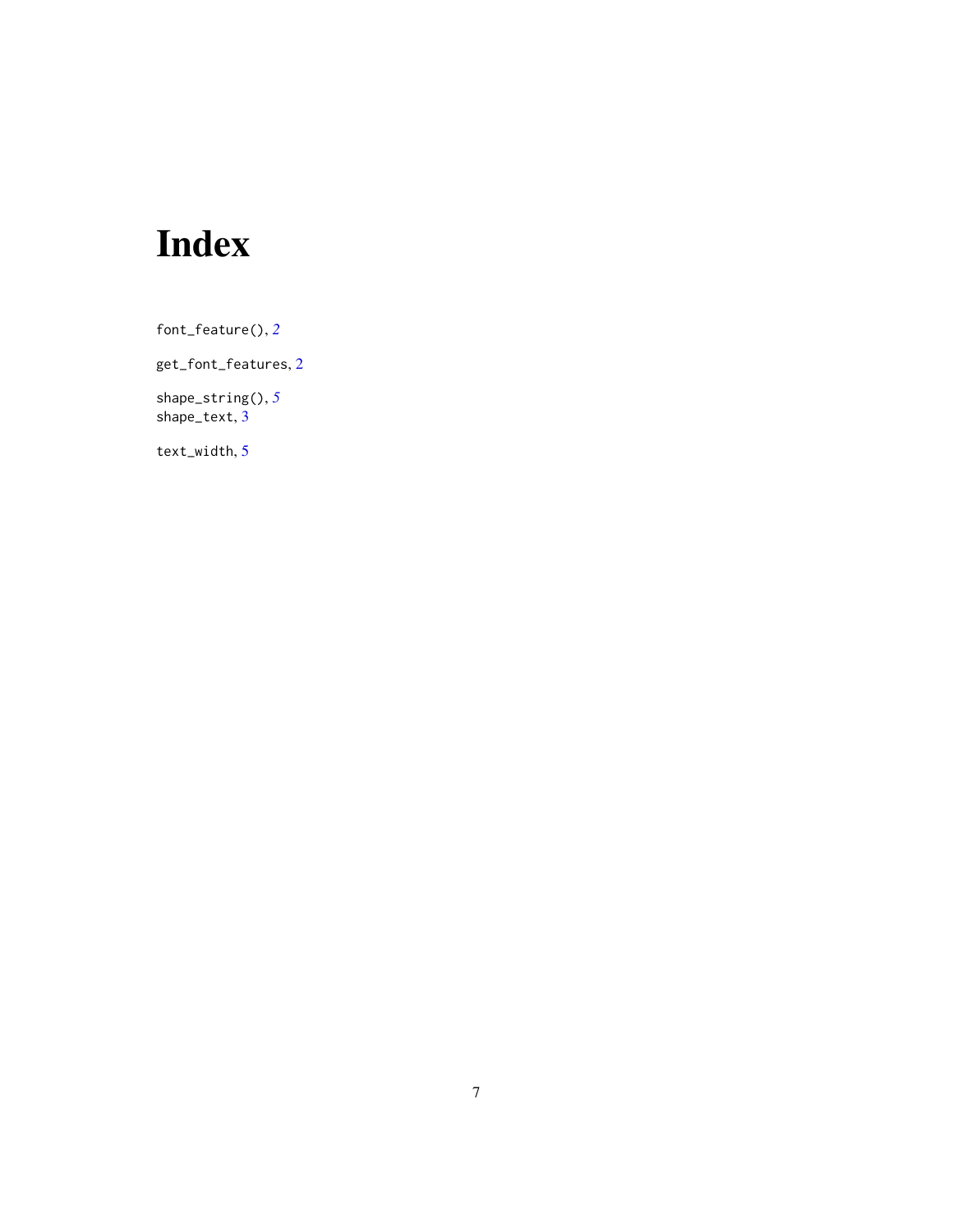# Index

font_feature(), *2*

get_font_features, 2

shape_string(), *5*
shape_text, 3

text_width, 5